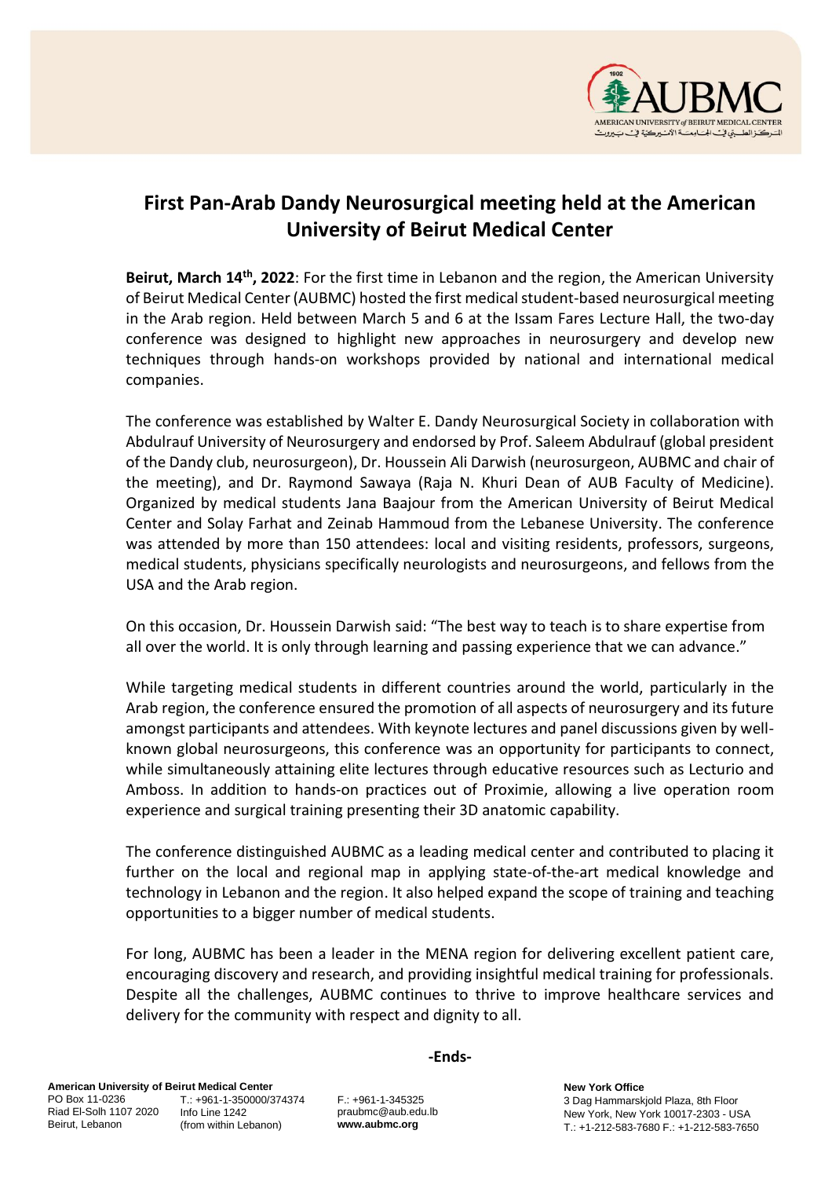# First Pan-Arab Dandy Neurosurgical meeting held at the American University of Beirut Medical Center

**Beirut, March 14th, 2022**: For the first time in Lebanon and the region, the American University of Beirut Medical Center (AUBMC) hosted the first medical student-based neurosurgical meeting in the Arab region. Held between March 5 and 6 at the Issam Fares Lecture Hall, the two-day conference was designed to highlight new approaches in neurosurgery and develop new techniques through hands-on workshops provided by national and international medical companies.

The conference was established by Walter E. Dandy Neurosurgical Society in collaboration with Abdulrauf University of Neurosurgery and endorsed by Prof. Saleem Abdulrauf (global president of the Dandy club, neurosurgeon), Dr. Houssein Ali Darwish (neurosurgeon, AUBMC and chair of the meeting), and Dr. Raymond Sawaya (Raja N. Khuri Dean of AUB Faculty of Medicine). Organized by medical students Jana Baajour from the American University of Beirut Medical Center and Solay Farhat and Zeinab Hammoud from the Lebanese University. The conference was attended by more than 150 attendees: local and visiting residents, professors, surgeons, medical students, physicians specifically neurologists and neurosurgeons, and fellows from the USA and the Arab region.

On this occasion, Dr. Houssein Darwish said: "The best way to teach is to share expertise from all over the world. It is only through learning and passing experience that we can advance."

While targeting medical students in different countries around the world, particularly in the Arab region, the conference ensured the promotion of all aspects of neurosurgery and its future amongst participants and attendees. With keynote lectures and panel discussions given by well-known global neurosurgeons, this conference was an opportunity for participants to connect, while simultaneously attaining elite lectures through educative resources such as Lecturio and Amboss. In addition to hands-on practices out of Proximie, allowing a live operation room experience and surgical training presenting their 3D anatomic capability.

The conference distinguished AUBMC as a leading medical center and contributed to placing it further on the local and regional map in applying state-of-the-art medical knowledge and technology in Lebanon and the region. It also helped expand the scope of training and teaching opportunities to a bigger number of medical students.

For long, AUBMC has been a leader in the MENA region for delivering excellent patient care, encouraging discovery and research, and providing insightful medical training for professionals. Despite all the challenges, AUBMC continues to thrive to improve healthcare services and delivery for the community with respect and dignity to all.

**-Ends-**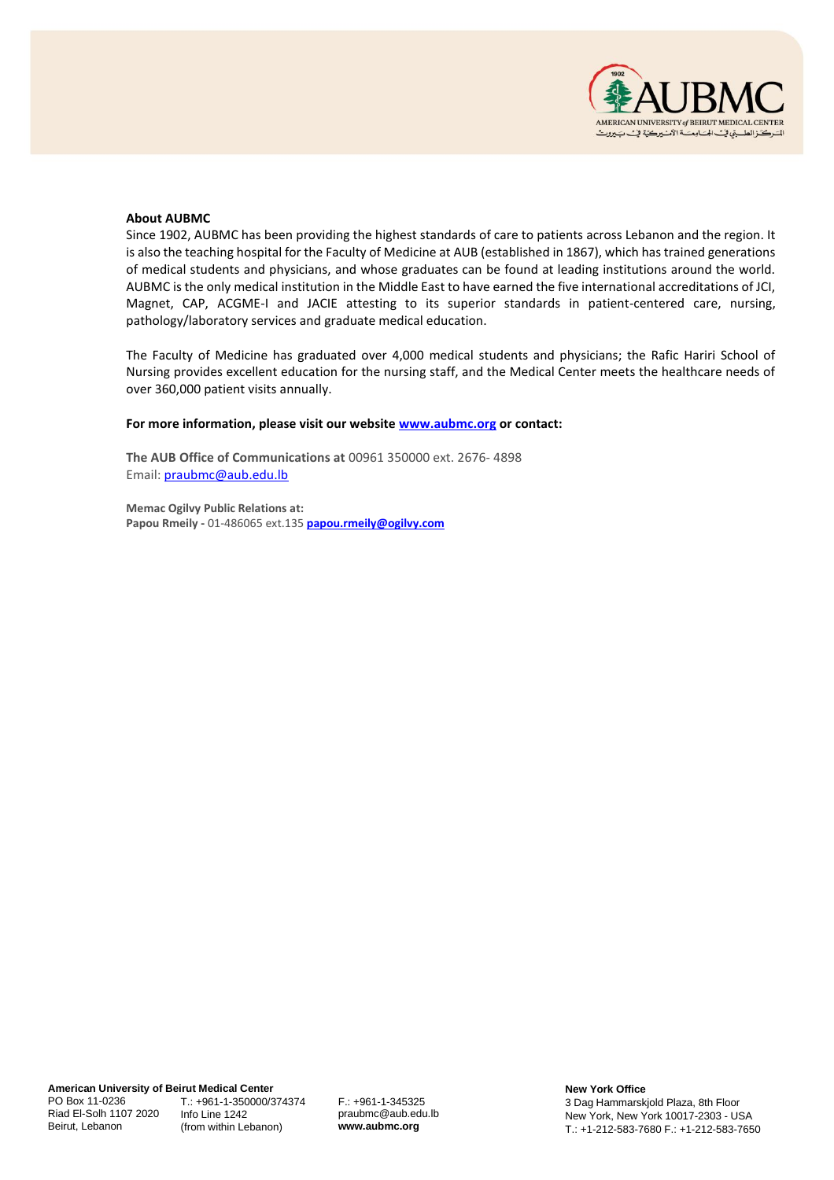**About AUBMC**

Since 1902, AUBMC has been providing the highest standards of care to patients across Lebanon and the region. It is also the teaching hospital for the Faculty of Medicine at AUB (established in 1867), which has trained generations of medical students and physicians, and whose graduates can be found at leading institutions around the world. AUBMC is the only medical institution in the Middle East to have earned the five international accreditations of JCI, Magnet, CAP, ACGME-I and JACIE attesting to its superior standards in patient-centered care, nursing, pathology/laboratory services and graduate medical education.

The Faculty of Medicine has graduated over 4,000 medical students and physicians; the Rafic Hariri School of Nursing provides excellent education for the nursing staff, and the Medical Center meets the healthcare needs of over 360,000 patient visits annually.

**For more information, please visit our website [www.aubmc.org](http://www.aubmc.org) or contact:**

**The AUB Office of Communications at** 00961 350000 ext. 2676- 4898
Email: [praubmc@aub.edu.lb](mailto:praubmc@aub.edu.lb)

**Memac Ogilvy Public Relations at:**
**Papou Rmeily -** 01-486065 ext.135 **[papou.rmeily@ogilvy.com](mailto:papou.rmeily@ogilvy.com)**

**American University of Beirut Medical Center**
PO Box 11-0236
Riad El-Solh 1107 2020
Beirut, Lebanon

T.: +961-1-350000/374374
Info Line 1242
(from within Lebanon)

F.: +961-1-345325
praubmc@aub.edu.lb
**www.aubmc.org**

**New York Office**
3 Dag Hammarskjold Plaza, 8th Floor
New York, New York 10017-2303 - USA
T.: +1-212-583-7680 F.: +1-212-583-7650